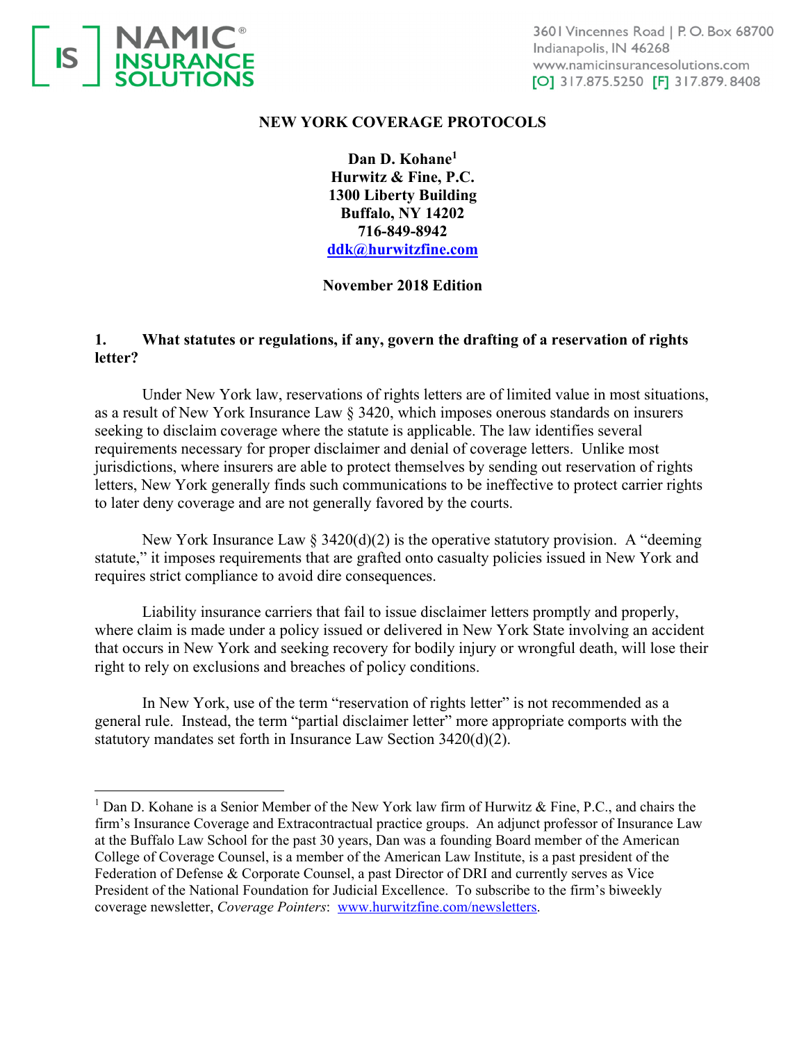NAMIC® INSURANCE SOLUTIONS

3601 Vincennes Road | P. O. Box 68700
Indianapolis, IN 46268
www.namicinsurancesolutions.com
[O] 317.875.5250 [F] 317.879.8408

# NEW YORK COVERAGE PROTOCOLS

**Dan D. Kohane[1]**
**Hurwitz & Fine, P.C.**
**1300 Liberty Building**
**Buffalo, NY 14202**
**716-849-8942**
**[ddk@hurwitzfine.com](mailto:ddk@hurwitzfine.com)**

**November 2018 Edition**

## 1. What statutes or regulations, if any, govern the drafting of a reservation of rights letter?

Under New York law, reservations of rights letters are of limited value in most situations, as a result of New York Insurance Law § 3420, which imposes onerous standards on insurers seeking to disclaim coverage where the statute is applicable. The law identifies several requirements necessary for proper disclaimer and denial of coverage letters. Unlike most jurisdictions, where insurers are able to protect themselves by sending out reservation of rights letters, New York generally finds such communications to be ineffective to protect carrier rights to later deny coverage and are not generally favored by the courts.

New York Insurance Law § 3420(d)(2) is the operative statutory provision. A "deeming statute," it imposes requirements that are grafted onto casualty policies issued in New York and requires strict compliance to avoid dire consequences.

Liability insurance carriers that fail to issue disclaimer letters promptly and properly, where claim is made under a policy issued or delivered in New York State involving an accident that occurs in New York and seeking recovery for bodily injury or wrongful death, will lose their right to rely on exclusions and breaches of policy conditions.

In New York, use of the term "reservation of rights letter" is not recommended as a general rule. Instead, the term "partial disclaimer letter" more appropriate comports with the statutory mandates set forth in Insurance Law Section 3420(d)(2).

---

[1] Dan D. Kohane is a Senior Member of the New York law firm of Hurwitz & Fine, P.C., and chairs the firm's Insurance Coverage and Extracontractual practice groups. An adjunct professor of Insurance Law at the Buffalo Law School for the past 30 years, Dan was a founding Board member of the American College of Coverage Counsel, is a member of the American Law Institute, is a past president of the Federation of Defense & Corporate Counsel, a past Director of DRI and currently serves as Vice President of the National Foundation for Judicial Excellence. To subscribe to the firm's biweekly coverage newsletter, *Coverage Pointers*: [www.hurwitzfine.com/newsletters](http://www.hurwitzfine.com/newsletters).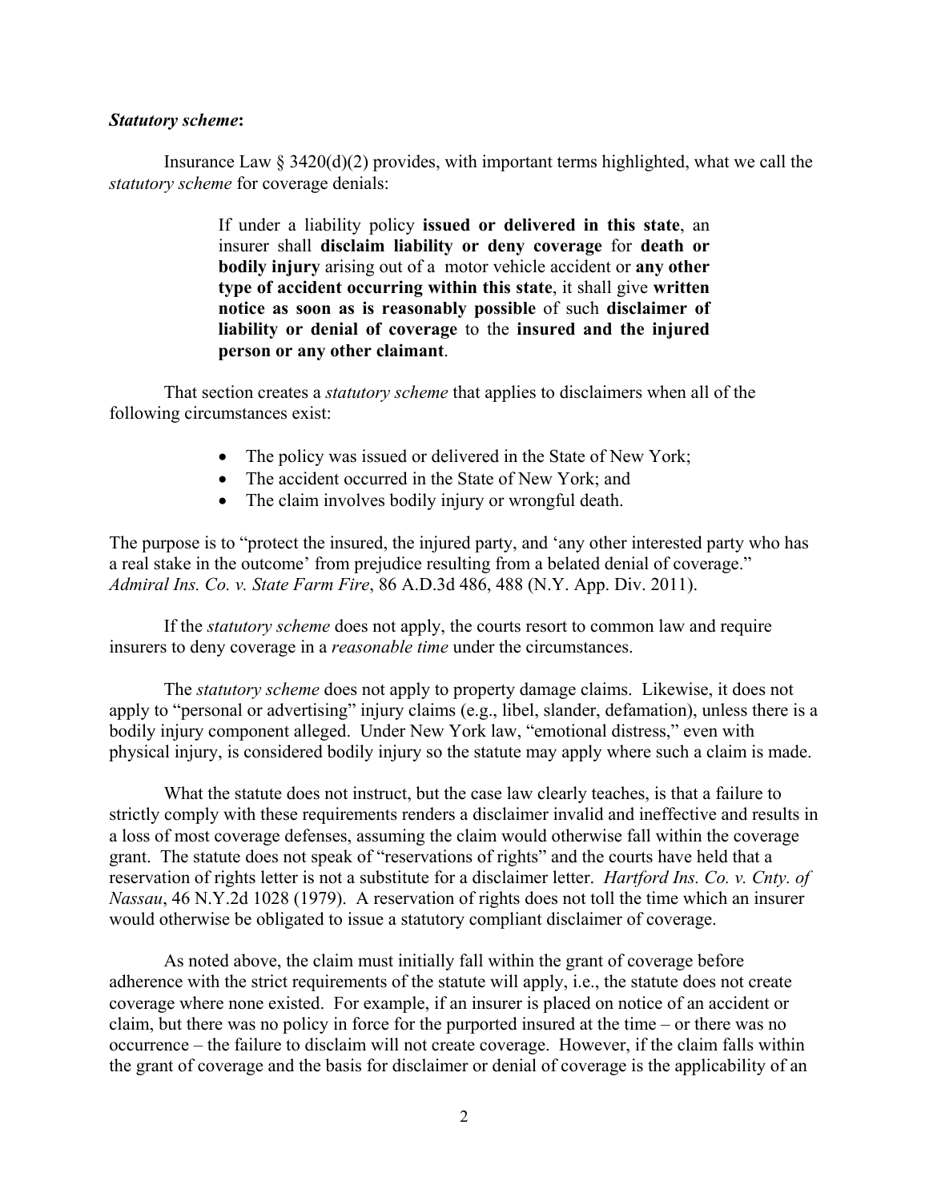***Statutory scheme*:**

Insurance Law § 3420(d)(2) provides, with important terms highlighted, what we call the *statutory scheme* for coverage denials:

> If under a liability policy **issued or delivered in this state**, an insurer shall **disclaim liability or deny coverage** for **death or bodily injury** arising out of a motor vehicle accident or **any other type of accident occurring within this state**, it shall give **written notice as soon as is reasonably possible** of such **disclaimer of liability or denial of coverage** to the **insured and the injured person or any other claimant**.

That section creates a *statutory scheme* that applies to disclaimers when all of the following circumstances exist:

- The policy was issued or delivered in the State of New York;
- The accident occurred in the State of New York; and
- The claim involves bodily injury or wrongful death.

The purpose is to "protect the insured, the injured party, and 'any other interested party who has a real stake in the outcome' from prejudice resulting from a belated denial of coverage." *Admiral Ins. Co. v. State Farm Fire*, 86 A.D.3d 486, 488 (N.Y. App. Div. 2011).

If the *statutory scheme* does not apply, the courts resort to common law and require insurers to deny coverage in a *reasonable time* under the circumstances.

The *statutory scheme* does not apply to property damage claims. Likewise, it does not apply to "personal or advertising" injury claims (e.g., libel, slander, defamation), unless there is a bodily injury component alleged. Under New York law, "emotional distress," even with physical injury, is considered bodily injury so the statute may apply where such a claim is made.

What the statute does not instruct, but the case law clearly teaches, is that a failure to strictly comply with these requirements renders a disclaimer invalid and ineffective and results in a loss of most coverage defenses, assuming the claim would otherwise fall within the coverage grant. The statute does not speak of "reservations of rights" and the courts have held that a reservation of rights letter is not a substitute for a disclaimer letter. *Hartford Ins. Co. v. Cnty. of Nassau*, 46 N.Y.2d 1028 (1979). A reservation of rights does not toll the time which an insurer would otherwise be obligated to issue a statutory compliant disclaimer of coverage.

As noted above, the claim must initially fall within the grant of coverage before adherence with the strict requirements of the statute will apply, i.e., the statute does not create coverage where none existed. For example, if an insurer is placed on notice of an accident or claim, but there was no policy in force for the purported insured at the time – or there was no occurrence – the failure to disclaim will not create coverage. However, if the claim falls within the grant of coverage and the basis for disclaimer or denial of coverage is the applicability of an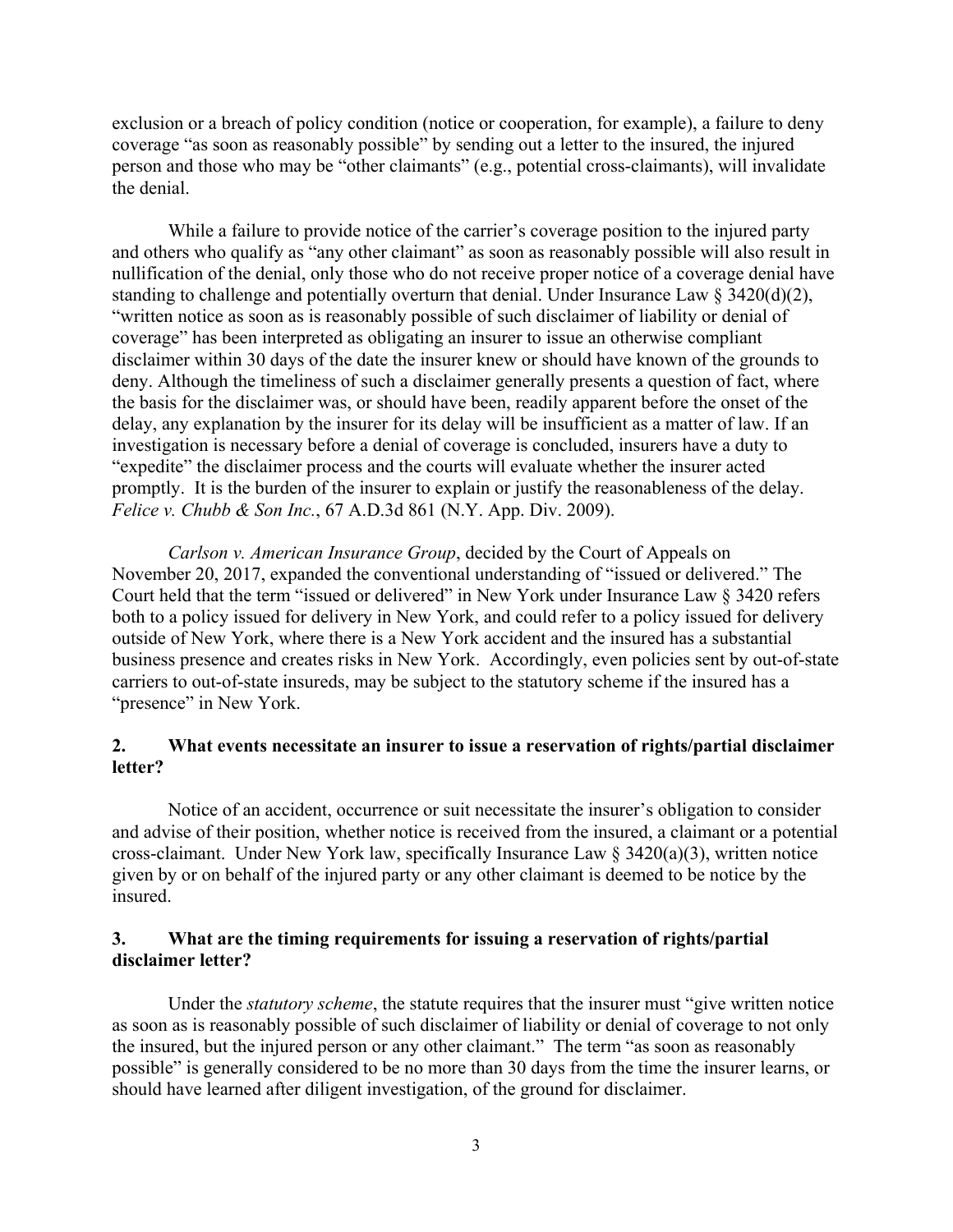exclusion or a breach of policy condition (notice or cooperation, for example), a failure to deny coverage "as soon as reasonably possible" by sending out a letter to the insured, the injured person and those who may be "other claimants" (e.g., potential cross-claimants), will invalidate the denial.

While a failure to provide notice of the carrier's coverage position to the injured party and others who qualify as "any other claimant" as soon as reasonably possible will also result in nullification of the denial, only those who do not receive proper notice of a coverage denial have standing to challenge and potentially overturn that denial. Under Insurance Law § 3420(d)(2), "written notice as soon as is reasonably possible of such disclaimer of liability or denial of coverage" has been interpreted as obligating an insurer to issue an otherwise compliant disclaimer within 30 days of the date the insurer knew or should have known of the grounds to deny. Although the timeliness of such a disclaimer generally presents a question of fact, where the basis for the disclaimer was, or should have been, readily apparent before the onset of the delay, any explanation by the insurer for its delay will be insufficient as a matter of law. If an investigation is necessary before a denial of coverage is concluded, insurers have a duty to "expedite" the disclaimer process and the courts will evaluate whether the insurer acted promptly. It is the burden of the insurer to explain or justify the reasonableness of the delay. *Felice v. Chubb & Son Inc.*, 67 A.D.3d 861 (N.Y. App. Div. 2009).

*Carlson v. American Insurance Group*, decided by the Court of Appeals on November 20, 2017, expanded the conventional understanding of "issued or delivered." The Court held that the term "issued or delivered" in New York under Insurance Law § 3420 refers both to a policy issued for delivery in New York, and could refer to a policy issued for delivery outside of New York, where there is a New York accident and the insured has a substantial business presence and creates risks in New York. Accordingly, even policies sent by out-of-state carriers to out-of-state insureds, may be subject to the statutory scheme if the insured has a "presence" in New York.

## 2. What events necessitate an insurer to issue a reservation of rights/partial disclaimer letter?

Notice of an accident, occurrence or suit necessitate the insurer's obligation to consider and advise of their position, whether notice is received from the insured, a claimant or a potential cross-claimant. Under New York law, specifically Insurance Law § 3420(a)(3), written notice given by or on behalf of the injured party or any other claimant is deemed to be notice by the insured.

## 3. What are the timing requirements for issuing a reservation of rights/partial disclaimer letter?

Under the *statutory scheme*, the statute requires that the insurer must "give written notice as soon as is reasonably possible of such disclaimer of liability or denial of coverage to not only the insured, but the injured person or any other claimant." The term "as soon as reasonably possible" is generally considered to be no more than 30 days from the time the insurer learns, or should have learned after diligent investigation, of the ground for disclaimer.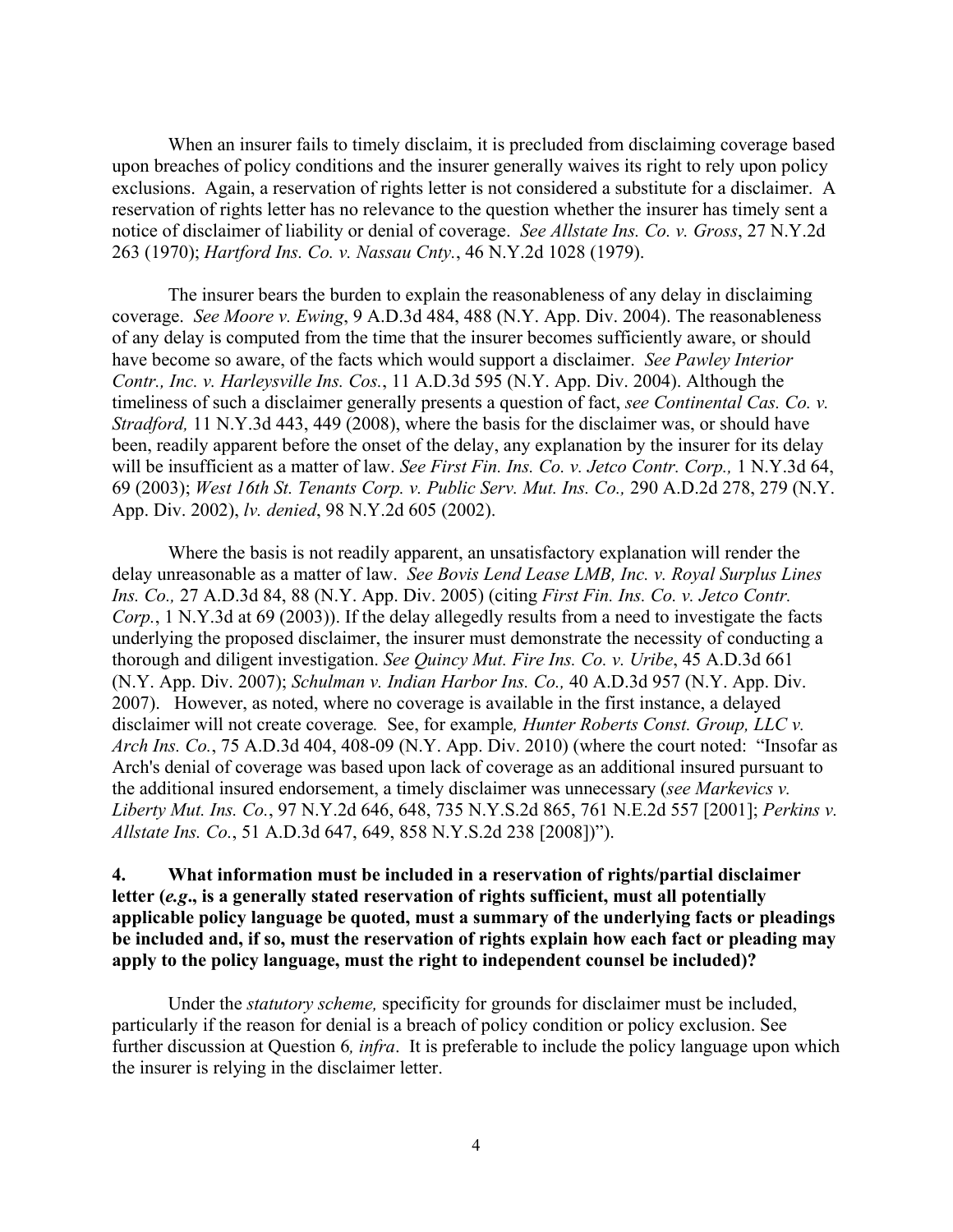When an insurer fails to timely disclaim, it is precluded from disclaiming coverage based upon breaches of policy conditions and the insurer generally waives its right to rely upon policy exclusions. Again, a reservation of rights letter is not considered a substitute for a disclaimer. A reservation of rights letter has no relevance to the question whether the insurer has timely sent a notice of disclaimer of liability or denial of coverage. *See Allstate Ins. Co. v. Gross*, 27 N.Y.2d 263 (1970); *Hartford Ins. Co. v. Nassau Cnty.*, 46 N.Y.2d 1028 (1979).

The insurer bears the burden to explain the reasonableness of any delay in disclaiming coverage. *See Moore v. Ewing*, 9 A.D.3d 484, 488 (N.Y. App. Div. 2004). The reasonableness of any delay is computed from the time that the insurer becomes sufficiently aware, or should have become so aware, of the facts which would support a disclaimer. *See Pawley Interior Contr., Inc. v. Harleysville Ins. Cos.*, 11 A.D.3d 595 (N.Y. App. Div. 2004). Although the timeliness of such a disclaimer generally presents a question of fact, *see Continental Cas. Co. v. Stradford,* 11 N.Y.3d 443, 449 (2008), where the basis for the disclaimer was, or should have been, readily apparent before the onset of the delay, any explanation by the insurer for its delay will be insufficient as a matter of law. *See First Fin. Ins. Co. v. Jetco Contr. Corp.,* 1 N.Y.3d 64, 69 (2003); *West 16th St. Tenants Corp. v. Public Serv. Mut. Ins. Co.,* 290 A.D.2d 278, 279 (N.Y. App. Div. 2002), *lv. denied*, 98 N.Y.2d 605 (2002).

Where the basis is not readily apparent, an unsatisfactory explanation will render the delay unreasonable as a matter of law. *See Bovis Lend Lease LMB, Inc. v. Royal Surplus Lines Ins. Co.,* 27 A.D.3d 84, 88 (N.Y. App. Div. 2005) (citing *First Fin. Ins. Co. v. Jetco Contr. Corp.*, 1 N.Y.3d at 69 (2003)). If the delay allegedly results from a need to investigate the facts underlying the proposed disclaimer, the insurer must demonstrate the necessity of conducting a thorough and diligent investigation. *See Quincy Mut. Fire Ins. Co. v. Uribe*, 45 A.D.3d 661 (N.Y. App. Div. 2007); *Schulman v. Indian Harbor Ins. Co.,* 40 A.D.3d 957 (N.Y. App. Div. 2007). However, as noted, where no coverage is available in the first instance, a delayed disclaimer will not create coverage*.* See, for example*, Hunter Roberts Const. Group, LLC v. Arch Ins. Co.*, 75 A.D.3d 404, 408-09 (N.Y. App. Div. 2010) (where the court noted: "Insofar as Arch's denial of coverage was based upon lack of coverage as an additional insured pursuant to the additional insured endorsement, a timely disclaimer was unnecessary (*see Markevics v. Liberty Mut. Ins. Co.*, 97 N.Y.2d 646, 648, 735 N.Y.S.2d 865, 761 N.E.2d 557 [2001]; *Perkins v. Allstate Ins. Co.*, 51 A.D.3d 647, 649, 858 N.Y.S.2d 238 [2008])").

**4. What information must be included in a reservation of rights/partial disclaimer letter (*e.g*., is a generally stated reservation of rights sufficient, must all potentially applicable policy language be quoted, must a summary of the underlying facts or pleadings be included and, if so, must the reservation of rights explain how each fact or pleading may apply to the policy language, must the right to independent counsel be included)?**

Under the *statutory scheme,* specificity for grounds for disclaimer must be included, particularly if the reason for denial is a breach of policy condition or policy exclusion. See further discussion at Question 6*, infra*. It is preferable to include the policy language upon which the insurer is relying in the disclaimer letter.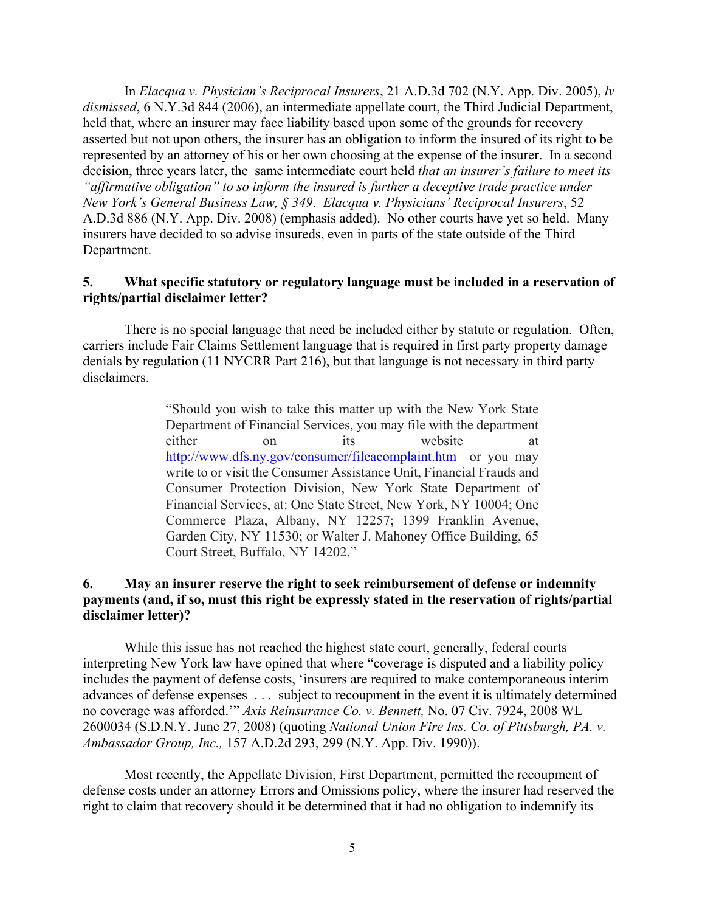In *Elacqua v. Physician's Reciprocal Insurers*, 21 A.D.3d 702 (N.Y. App. Div. 2005), *lv dismissed*, 6 N.Y.3d 844 (2006), an intermediate appellate court, the Third Judicial Department, held that, where an insurer may face liability based upon some of the grounds for recovery asserted but not upon others, the insurer has an obligation to inform the insured of its right to be represented by an attorney of his or her own choosing at the expense of the insurer. In a second decision, three years later, the same intermediate court held *that an insurer's failure to meet its "affirmative obligation" to so inform the insured is further a deceptive trade practice under New York's General Business Law, § 349*. *Elacqua v. Physicians' Reciprocal Insurers*, 52 A.D.3d 886 (N.Y. App. Div. 2008) (emphasis added). No other courts have yet so held. Many insurers have decided to so advise insureds, even in parts of the state outside of the Third Department.

**5. What specific statutory or regulatory language must be included in a reservation of rights/partial disclaimer letter?**

There is no special language that need be included either by statute or regulation. Often, carriers include Fair Claims Settlement language that is required in first party property damage denials by regulation (11 NYCRR Part 216), but that language is not necessary in third party disclaimers.

> "Should you wish to take this matter up with the New York State Department of Financial Services, you may file with the department either on its website at http://www.dfs.ny.gov/consumer/fileacomplaint.htm or you may write to or visit the Consumer Assistance Unit, Financial Frauds and Consumer Protection Division, New York State Department of Financial Services, at: One State Street, New York, NY 10004; One Commerce Plaza, Albany, NY 12257; 1399 Franklin Avenue, Garden City, NY 11530; or Walter J. Mahoney Office Building, 65 Court Street, Buffalo, NY 14202."

**6. May an insurer reserve the right to seek reimbursement of defense or indemnity payments (and, if so, must this right be expressly stated in the reservation of rights/partial disclaimer letter)?**

While this issue has not reached the highest state court, generally, federal courts interpreting New York law have opined that where "coverage is disputed and a liability policy includes the payment of defense costs, 'insurers are required to make contemporaneous interim advances of defense expenses . . . subject to recoupment in the event it is ultimately determined no coverage was afforded.'" *Axis Reinsurance Co. v. Bennett,* No. 07 Civ. 7924, 2008 WL 2600034 (S.D.N.Y. June 27, 2008) (quoting *National Union Fire Ins. Co. of Pittsburgh, PA. v. Ambassador Group, Inc.,* 157 A.D.2d 293, 299 (N.Y. App. Div. 1990)).

Most recently, the Appellate Division, First Department, permitted the recoupment of defense costs under an attorney Errors and Omissions policy, where the insurer had reserved the right to claim that recovery should it be determined that it had no obligation to indemnify its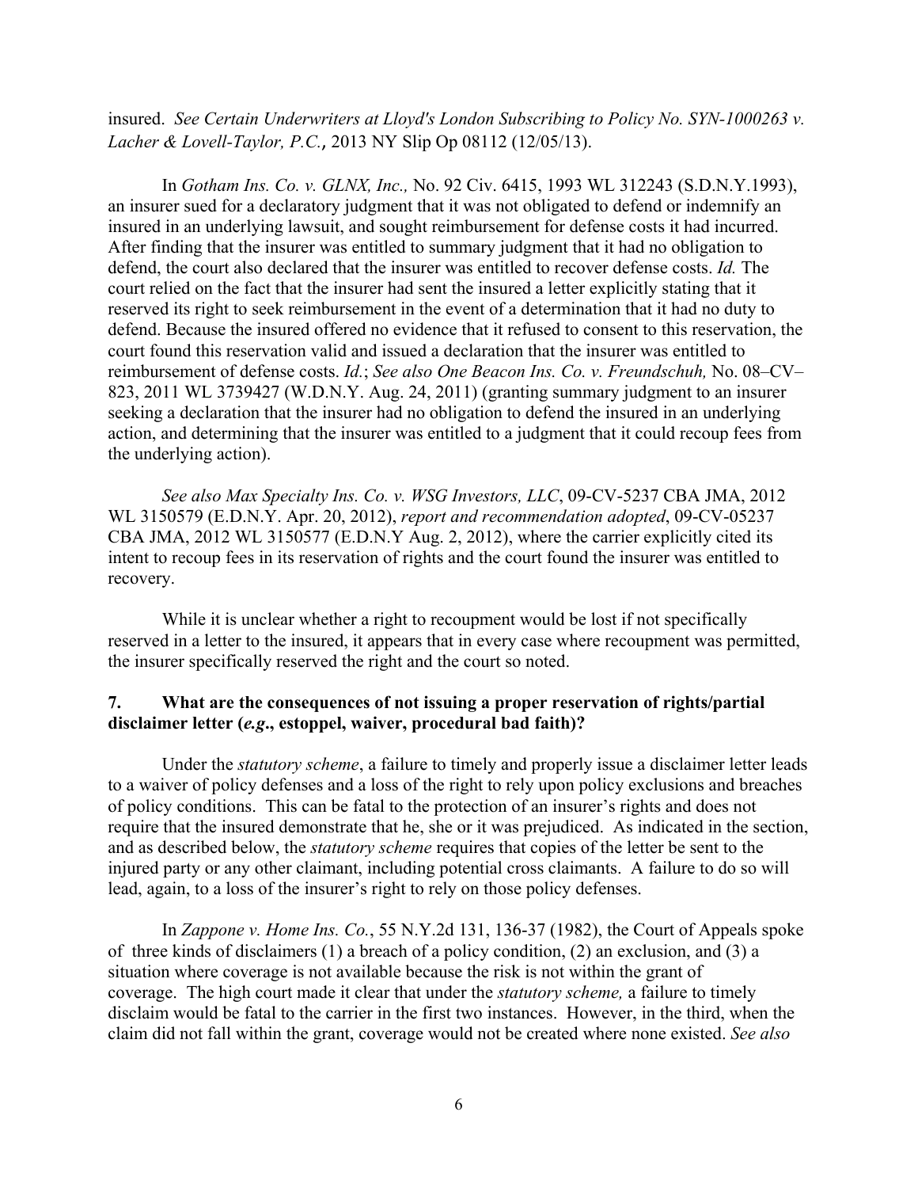insured. *See Certain Underwriters at Lloyd's London Subscribing to Policy No. SYN-1000263 v. Lacher & Lovell-Taylor, P.C.*, 2013 NY Slip Op 08112 (12/05/13).

In *Gotham Ins. Co. v. GLNX, Inc.,* No. 92 Civ. 6415, 1993 WL 312243 (S.D.N.Y.1993), an insurer sued for a declaratory judgment that it was not obligated to defend or indemnify an insured in an underlying lawsuit, and sought reimbursement for defense costs it had incurred. After finding that the insurer was entitled to summary judgment that it had no obligation to defend, the court also declared that the insurer was entitled to recover defense costs. *Id.* The court relied on the fact that the insurer had sent the insured a letter explicitly stating that it reserved its right to seek reimbursement in the event of a determination that it had no duty to defend. Because the insured offered no evidence that it refused to consent to this reservation, the court found this reservation valid and issued a declaration that the insurer was entitled to reimbursement of defense costs. *Id.*; *See also One Beacon Ins. Co. v. Freundschuh,* No. 08–CV–823, 2011 WL 3739427 (W.D.N.Y. Aug. 24, 2011) (granting summary judgment to an insurer seeking a declaration that the insurer had no obligation to defend the insured in an underlying action, and determining that the insurer was entitled to a judgment that it could recoup fees from the underlying action).

*See also Max Specialty Ins. Co. v. WSG Investors, LLC*, 09-CV-5237 CBA JMA, 2012 WL 3150579 (E.D.N.Y. Apr. 20, 2012), *report and recommendation adopted*, 09-CV-05237 CBA JMA, 2012 WL 3150577 (E.D.N.Y Aug. 2, 2012), where the carrier explicitly cited its intent to recoup fees in its reservation of rights and the court found the insurer was entitled to recovery.

While it is unclear whether a right to recoupment would be lost if not specifically reserved in a letter to the insured, it appears that in every case where recoupment was permitted, the insurer specifically reserved the right and the court so noted.

### 7. What are the consequences of not issuing a proper reservation of rights/partial disclaimer letter (*e.g*., estoppel, waiver, procedural bad faith)?

Under the *statutory scheme*, a failure to timely and properly issue a disclaimer letter leads to a waiver of policy defenses and a loss of the right to rely upon policy exclusions and breaches of policy conditions. This can be fatal to the protection of an insurer's rights and does not require that the insured demonstrate that he, she or it was prejudiced. As indicated in the section, and as described below, the *statutory scheme* requires that copies of the letter be sent to the injured party or any other claimant, including potential cross claimants. A failure to do so will lead, again, to a loss of the insurer's right to rely on those policy defenses.

In *Zappone v. Home Ins. Co.*, 55 N.Y.2d 131, 136-37 (1982), the Court of Appeals spoke of three kinds of disclaimers (1) a breach of a policy condition, (2) an exclusion, and (3) a situation where coverage is not available because the risk is not within the grant of coverage. The high court made it clear that under the *statutory scheme,* a failure to timely disclaim would be fatal to the carrier in the first two instances. However, in the third, when the claim did not fall within the grant, coverage would not be created where none existed. *See also*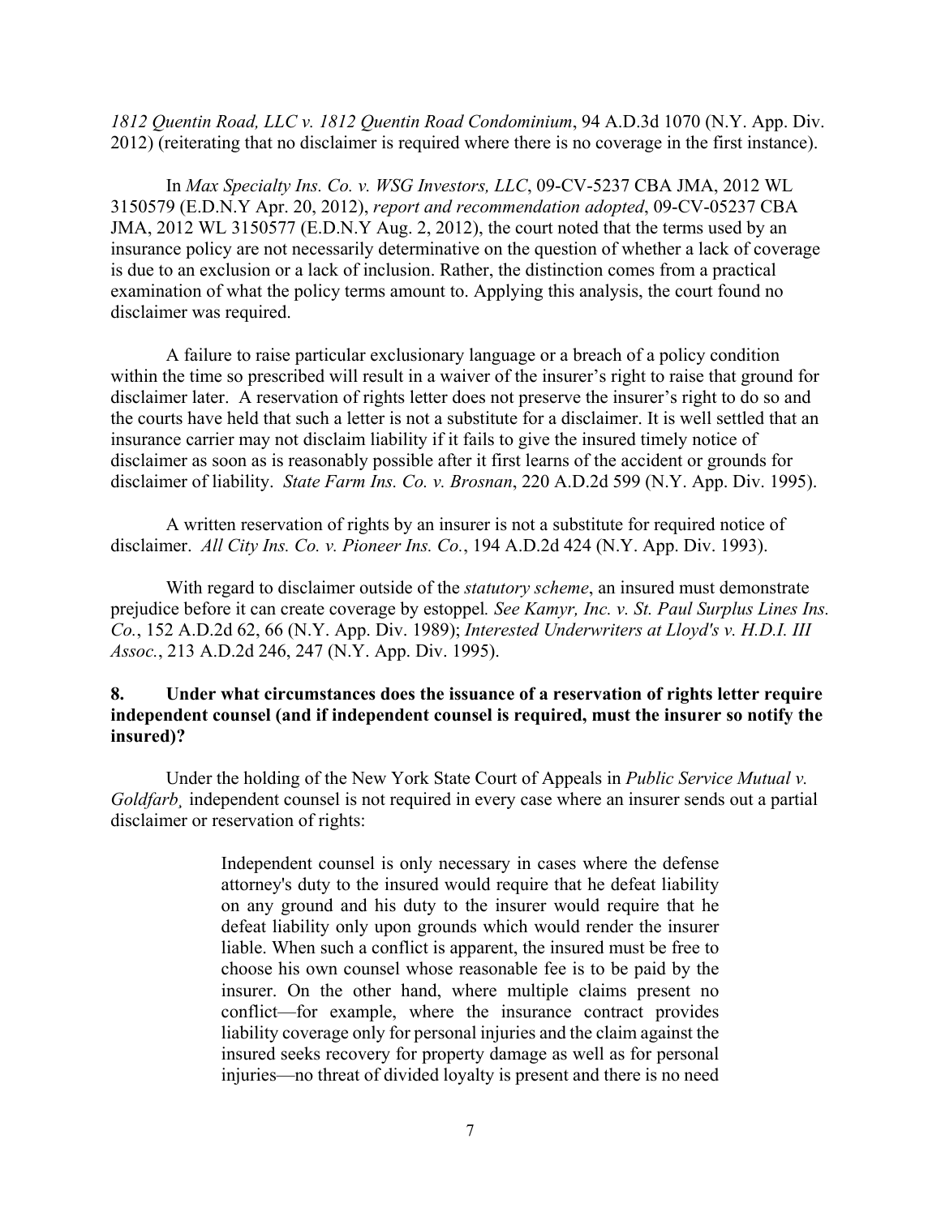*1812 Quentin Road, LLC v. 1812 Quentin Road Condominium*, 94 A.D.3d 1070 (N.Y. App. Div. 2012) (reiterating that no disclaimer is required where there is no coverage in the first instance).

In *Max Specialty Ins. Co. v. WSG Investors, LLC*, 09-CV-5237 CBA JMA, 2012 WL 3150579 (E.D.N.Y Apr. 20, 2012), *report and recommendation adopted*, 09-CV-05237 CBA JMA, 2012 WL 3150577 (E.D.N.Y Aug. 2, 2012), the court noted that the terms used by an insurance policy are not necessarily determinative on the question of whether a lack of coverage is due to an exclusion or a lack of inclusion. Rather, the distinction comes from a practical examination of what the policy terms amount to. Applying this analysis, the court found no disclaimer was required.

A failure to raise particular exclusionary language or a breach of a policy condition within the time so prescribed will result in a waiver of the insurer's right to raise that ground for disclaimer later. A reservation of rights letter does not preserve the insurer's right to do so and the courts have held that such a letter is not a substitute for a disclaimer. It is well settled that an insurance carrier may not disclaim liability if it fails to give the insured timely notice of disclaimer as soon as is reasonably possible after it first learns of the accident or grounds for disclaimer of liability. *State Farm Ins. Co. v. Brosnan*, 220 A.D.2d 599 (N.Y. App. Div. 1995).

A written reservation of rights by an insurer is not a substitute for required notice of disclaimer. *All City Ins. Co. v. Pioneer Ins. Co.*, 194 A.D.2d 424 (N.Y. App. Div. 1993).

With regard to disclaimer outside of the *statutory scheme*, an insured must demonstrate prejudice before it can create coverage by estoppel*. See Kamyr, Inc. v. St. Paul Surplus Lines Ins. Co.*, 152 A.D.2d 62, 66 (N.Y. App. Div. 1989); *Interested Underwriters at Lloyd's v. H.D.I. III Assoc.*, 213 A.D.2d 246, 247 (N.Y. App. Div. 1995).

### 8. Under what circumstances does the issuance of a reservation of rights letter require independent counsel (and if independent counsel is required, must the insurer so notify the insured)?

Under the holding of the New York State Court of Appeals in *Public Service Mutual v. Goldfarb,* independent counsel is not required in every case where an insurer sends out a partial disclaimer or reservation of rights:

> Independent counsel is only necessary in cases where the defense attorney's duty to the insured would require that he defeat liability on any ground and his duty to the insurer would require that he defeat liability only upon grounds which would render the insurer liable. When such a conflict is apparent, the insured must be free to choose his own counsel whose reasonable fee is to be paid by the insurer. On the other hand, where multiple claims present no conflict—for example, where the insurance contract provides liability coverage only for personal injuries and the claim against the insured seeks recovery for property damage as well as for personal injuries—no threat of divided loyalty is present and there is no need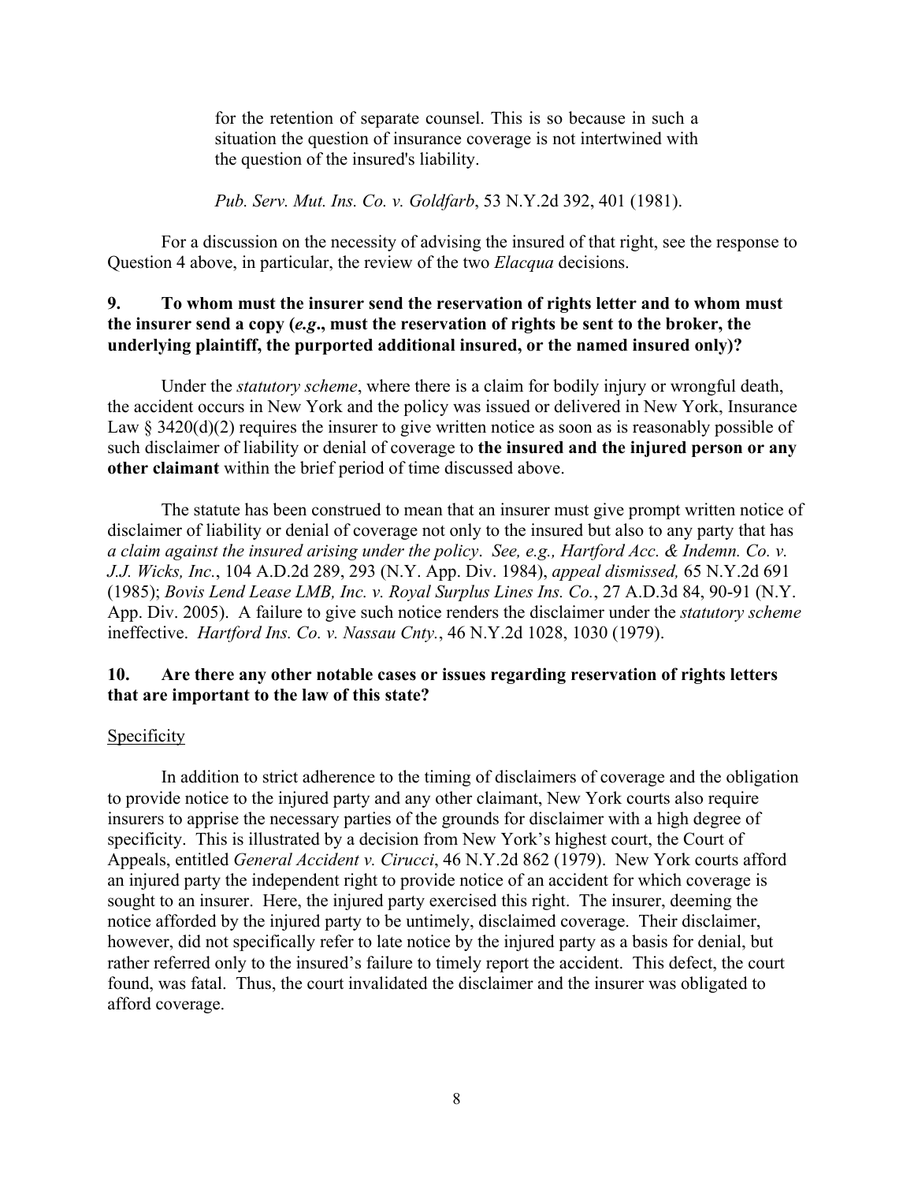> for the retention of separate counsel. This is so because in such a situation the question of insurance coverage is not intertwined with the question of the insured's liability.
>
> *Pub. Serv. Mut. Ins. Co. v. Goldfarb*, 53 N.Y.2d 392, 401 (1981).

For a discussion on the necessity of advising the insured of that right, see the response to Question 4 above, in particular, the review of the two *Elacqua* decisions.

**9. To whom must the insurer send the reservation of rights letter and to whom must the insurer send a copy (*e.g*., must the reservation of rights be sent to the broker, the underlying plaintiff, the purported additional insured, or the named insured only)?**

Under the *statutory scheme*, where there is a claim for bodily injury or wrongful death, the accident occurs in New York and the policy was issued or delivered in New York, Insurance Law § 3420(d)(2) requires the insurer to give written notice as soon as is reasonably possible of such disclaimer of liability or denial of coverage to **the insured and the injured person or any other claimant** within the brief period of time discussed above.

The statute has been construed to mean that an insurer must give prompt written notice of disclaimer of liability or denial of coverage not only to the insured but also to any party that has *a claim against the insured arising under the policy*. *See, e.g., Hartford Acc. & Indemn. Co. v. J.J. Wicks, Inc.*, 104 A.D.2d 289, 293 (N.Y. App. Div. 1984), *appeal dismissed,* 65 N.Y.2d 691 (1985); *Bovis Lend Lease LMB, Inc. v. Royal Surplus Lines Ins. Co.*, 27 A.D.3d 84, 90-91 (N.Y. App. Div. 2005). A failure to give such notice renders the disclaimer under the *statutory scheme* ineffective. *Hartford Ins. Co. v. Nassau Cnty.*, 46 N.Y.2d 1028, 1030 (1979).

**10. Are there any other notable cases or issues regarding reservation of rights letters that are important to the law of this state?**

Specificity

In addition to strict adherence to the timing of disclaimers of coverage and the obligation to provide notice to the injured party and any other claimant, New York courts also require insurers to apprise the necessary parties of the grounds for disclaimer with a high degree of specificity. This is illustrated by a decision from New York's highest court, the Court of Appeals, entitled *General Accident v. Cirucci*, 46 N.Y.2d 862 (1979). New York courts afford an injured party the independent right to provide notice of an accident for which coverage is sought to an insurer. Here, the injured party exercised this right. The insurer, deeming the notice afforded by the injured party to be untimely, disclaimed coverage. Their disclaimer, however, did not specifically refer to late notice by the injured party as a basis for denial, but rather referred only to the insured's failure to timely report the accident. This defect, the court found, was fatal. Thus, the court invalidated the disclaimer and the insurer was obligated to afford coverage.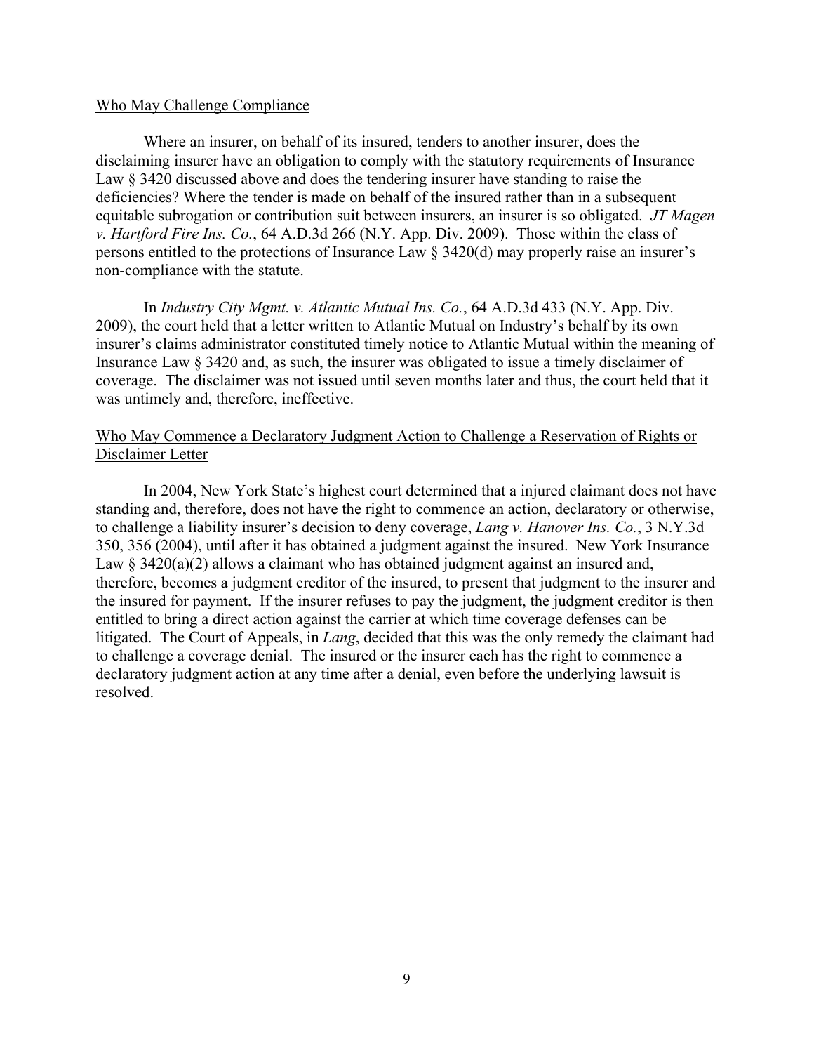<u>Who May Challenge Compliance</u>

Where an insurer, on behalf of its insured, tenders to another insurer, does the disclaiming insurer have an obligation to comply with the statutory requirements of Insurance Law § 3420 discussed above and does the tendering insurer have standing to raise the deficiencies? Where the tender is made on behalf of the insured rather than in a subsequent equitable subrogation or contribution suit between insurers, an insurer is so obligated. *JT Magen v. Hartford Fire Ins. Co.*, 64 A.D.3d 266 (N.Y. App. Div. 2009). Those within the class of persons entitled to the protections of Insurance Law § 3420(d) may properly raise an insurer's non-compliance with the statute.

In *Industry City Mgmt. v. Atlantic Mutual Ins. Co.*, 64 A.D.3d 433 (N.Y. App. Div. 2009), the court held that a letter written to Atlantic Mutual on Industry's behalf by its own insurer's claims administrator constituted timely notice to Atlantic Mutual within the meaning of Insurance Law § 3420 and, as such, the insurer was obligated to issue a timely disclaimer of coverage. The disclaimer was not issued until seven months later and thus, the court held that it was untimely and, therefore, ineffective.

<u>Who May Commence a Declaratory Judgment Action to Challenge a Reservation of Rights or Disclaimer Letter</u>

In 2004, New York State's highest court determined that a injured claimant does not have standing and, therefore, does not have the right to commence an action, declaratory or otherwise, to challenge a liability insurer's decision to deny coverage, *Lang v. Hanover Ins. Co.*, 3 N.Y.3d 350, 356 (2004), until after it has obtained a judgment against the insured. New York Insurance Law § 3420(a)(2) allows a claimant who has obtained judgment against an insured and, therefore, becomes a judgment creditor of the insured, to present that judgment to the insurer and the insured for payment. If the insurer refuses to pay the judgment, the judgment creditor is then entitled to bring a direct action against the carrier at which time coverage defenses can be litigated. The Court of Appeals, in *Lang*, decided that this was the only remedy the claimant had to challenge a coverage denial. The insured or the insurer each has the right to commence a declaratory judgment action at any time after a denial, even before the underlying lawsuit is resolved.